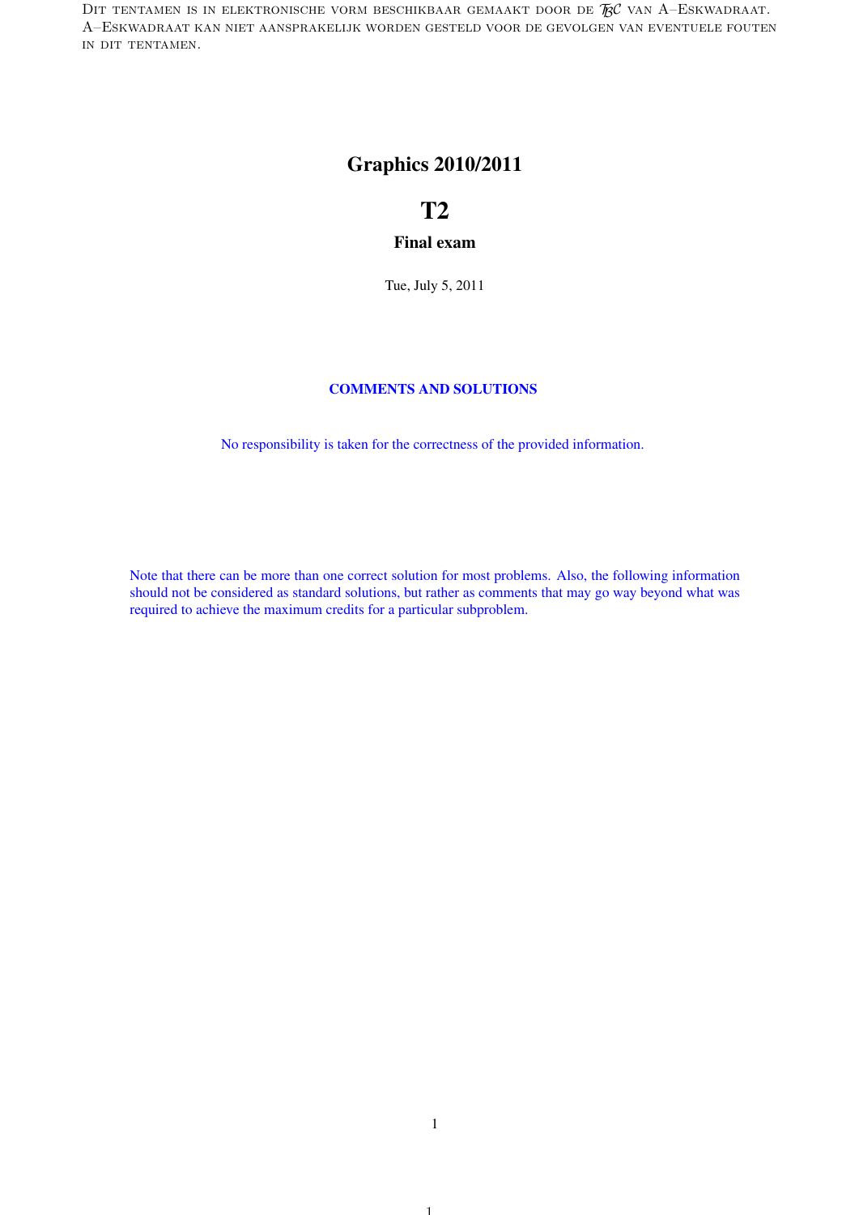Dit tentamen is in elektronische vorm beschikbaar gemaakt door de $\mathcal{TBC}$ van A–Eskwadraat. A–Eskwadraat kan niet aansprakelijk worden gesteld voor de gevolgen van eventuele fouten in dit tentamen.

# Graphics 2010/2011

# T2

## Final exam

Tue, July 5, 2011

**COMMENTS AND SOLUTIONS**

No responsibility is taken for the correctness of the provided information.

Note that there can be more than one correct solution for most problems. Also, the following information should not be considered as standard solutions, but rather as comments that may go way beyond what was required to achieve the maximum credits for a particular subproblem.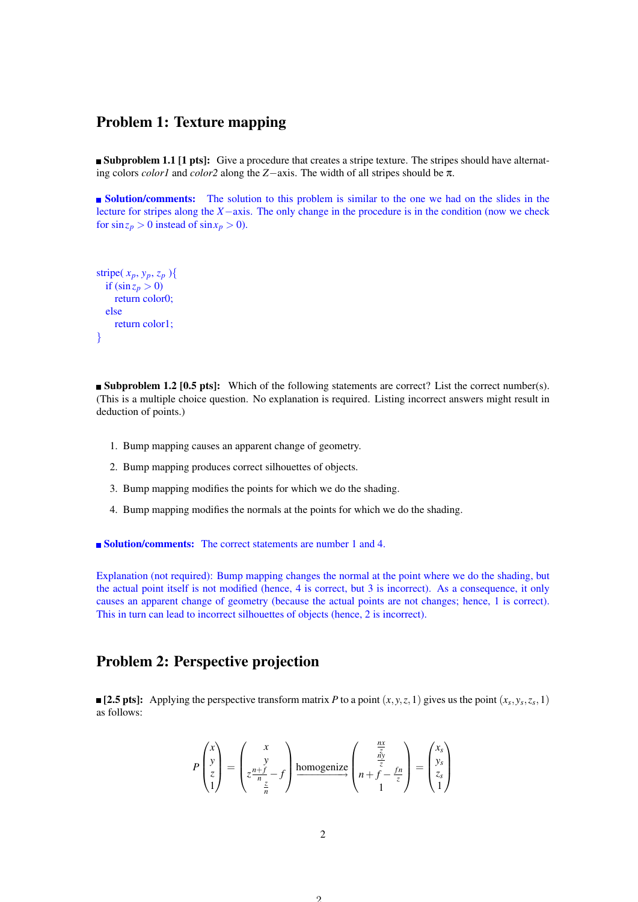## Problem 1: Texture mapping

■ **Subproblem 1.1 [1 pts]:** Give a procedure that creates a stripe texture. The stripes should have alternating colors *color1* and *color2* along the $Z-$axis. The width of all stripes should be $\pi$.

■ **Solution/comments:** The solution to this problem is similar to the one we had on the slides in the lecture for stripes along the $X-$axis. The only change in the procedure is in the condition (now we check for $\sin z_p > 0$ instead of $\sin x_p > 0$).

```
stripe( x_p, y_p, z_p ){
  if (sin z_p > 0)
    return color0;
  else
    return color1;
}
```

■ **Subproblem 1.2 [0.5 pts]:** Which of the following statements are correct? List the correct number(s). (This is a multiple choice question. No explanation is required. Listing incorrect answers might result in deduction of points.)

1. Bump mapping causes an apparent change of geometry.
2. Bump mapping produces correct silhouettes of objects.
3. Bump mapping modifies the points for which we do the shading.
4. Bump mapping modifies the normals at the points for which we do the shading.

■ **Solution/comments:** The correct statements are number 1 and 4.

Explanation (not required): Bump mapping changes the normal at the point where we do the shading, but the actual point itself is not modified (hence, 4 is correct, but 3 is incorrect). As a consequence, it only causes an apparent change of geometry (because the actual points are not changes; hence, 1 is correct). This in turn can lead to incorrect silhouettes of objects (hence, 2 is incorrect).

## Problem 2: Perspective projection

■ **[2.5 pts]:** Applying the perspective transform matrix $P$ to a point $(x, y, z, 1)$ gives us the point $(x_s, y_s, z_s, 1)$ as follows:

$$P \begin{pmatrix} x \\ y \\ z \\ 1 \end{pmatrix} = \begin{pmatrix} x \\ y \\ z\frac{n+f}{n} - f \\ \frac{z}{n} \end{pmatrix} \xrightarrow{\text{homogenize}} \begin{pmatrix} \frac{nx}{z} \\ \frac{ny}{z} \\ n+f-\frac{fn}{z} \\ 1 \end{pmatrix} = \begin{pmatrix} x_s \\ y_s \\ z_s \\ 1 \end{pmatrix}$$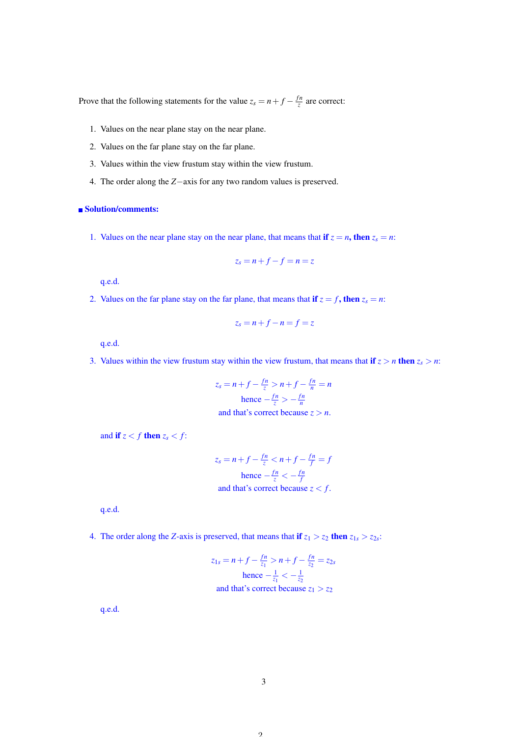Prove that the following statements for the value $z_s = n + f - \frac{fn}{z}$ are correct:

1. Values on the near plane stay on the near plane.
2. Values on the far plane stay on the far plane.
3. Values within the view frustum stay within the view frustum.
4. The order along the $Z$−axis for any two random values is preserved.

## Solution/comments:

1. Values on the near plane stay on the near plane, that means that **if** $z = n$, **then** $z_s = n$:

$$z_s = n + f - f = n = z$$

   q.e.d.

2. Values on the far plane stay on the far plane, that means that **if** $z = f$, **then** $z_s = n$:

$$z_s = n + f - n = f = z$$

   q.e.d.

3. Values within the view frustum stay within the view frustum, that means that **if** $z > n$ **then** $z_s > n$:

$$z_s = n + f - \frac{fn}{z} > n + f - \frac{fn}{n} = n$$
$$\text{hence } -\frac{fn}{z} > -\frac{fn}{n}$$
$$\text{and that's correct because } z > n.$$

   and **if** $z < f$ **then** $z_s < f$:

$$z_s = n + f - \frac{fn}{z} < n + f - \frac{fn}{f} = f$$
$$\text{hence } -\frac{fn}{z} < -\frac{fn}{f}$$
$$\text{and that's correct because } z < f.$$

   q.e.d.

4. The order along the $Z$-axis is preserved, that means that **if** $z_1 > z_2$ **then** $z_{1s} > z_{2s}$:

$$z_{1s} = n + f - \frac{fn}{z_1} > n + f - \frac{fn}{z_2} = z_{2s}$$
$$\text{hence } -\frac{1}{z_1} < -\frac{1}{z_2}$$
$$\text{and that's correct because } z_1 > z_2$$

   q.e.d.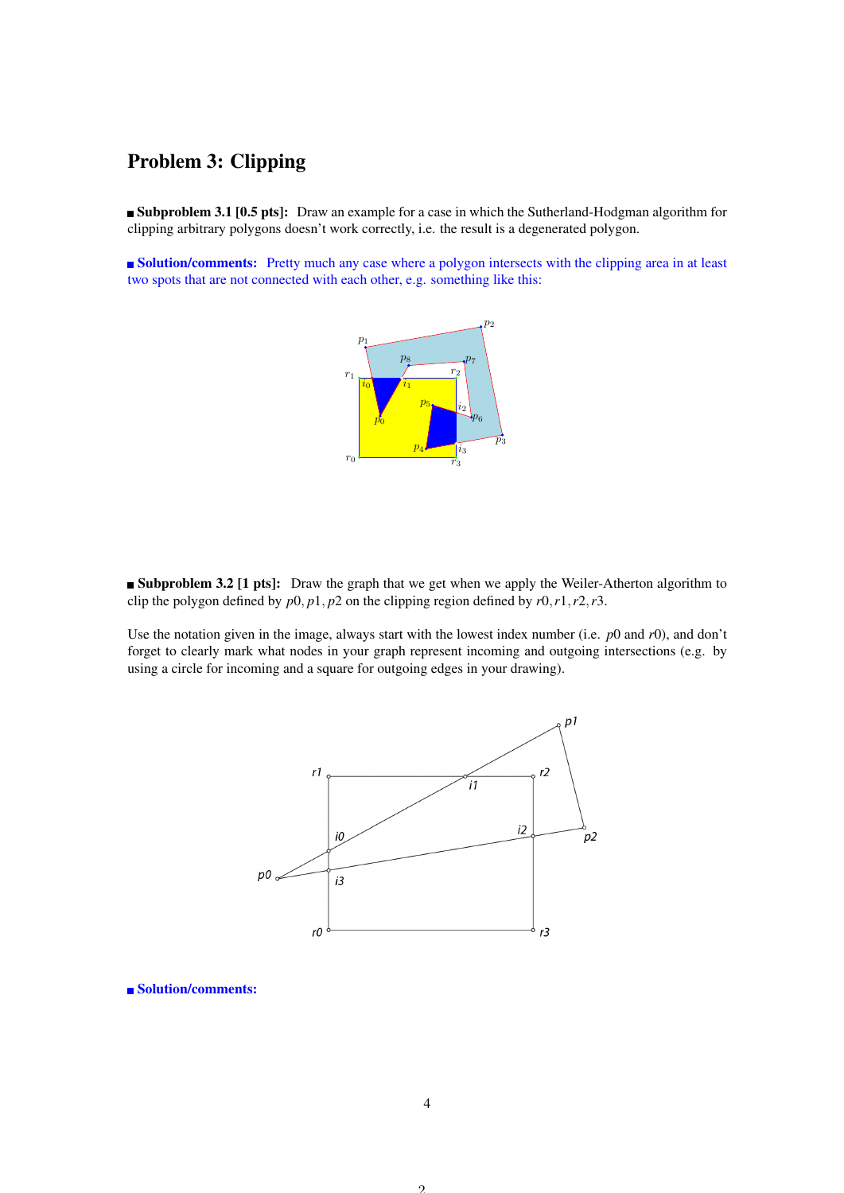# Problem 3: Clipping

**Subproblem 3.1 [0.5 pts]:** Draw an example for a case in which the Sutherland-Hodgman algorithm for clipping arbitrary polygons doesn't work correctly, i.e. the result is a degenerated polygon.

**Solution/comments:** Pretty much any case where a polygon intersects with the clipping area in at least two spots that are not connected with each other, e.g. something like this:

**Subproblem 3.2 [1 pts]:** Draw the graph that we get when we apply the Weiler-Atherton algorithm to clip the polygon defined by $p0, p1, p2$ on the clipping region defined by $r0, r1, r2, r3$.

Use the notation given in the image, always start with the lowest index number (i.e. $p0$ and $r0$), and don't forget to clearly mark what nodes in your graph represent incoming and outgoing intersections (e.g. by using a circle for incoming and a square for outgoing edges in your drawing).

**Solution/comments:**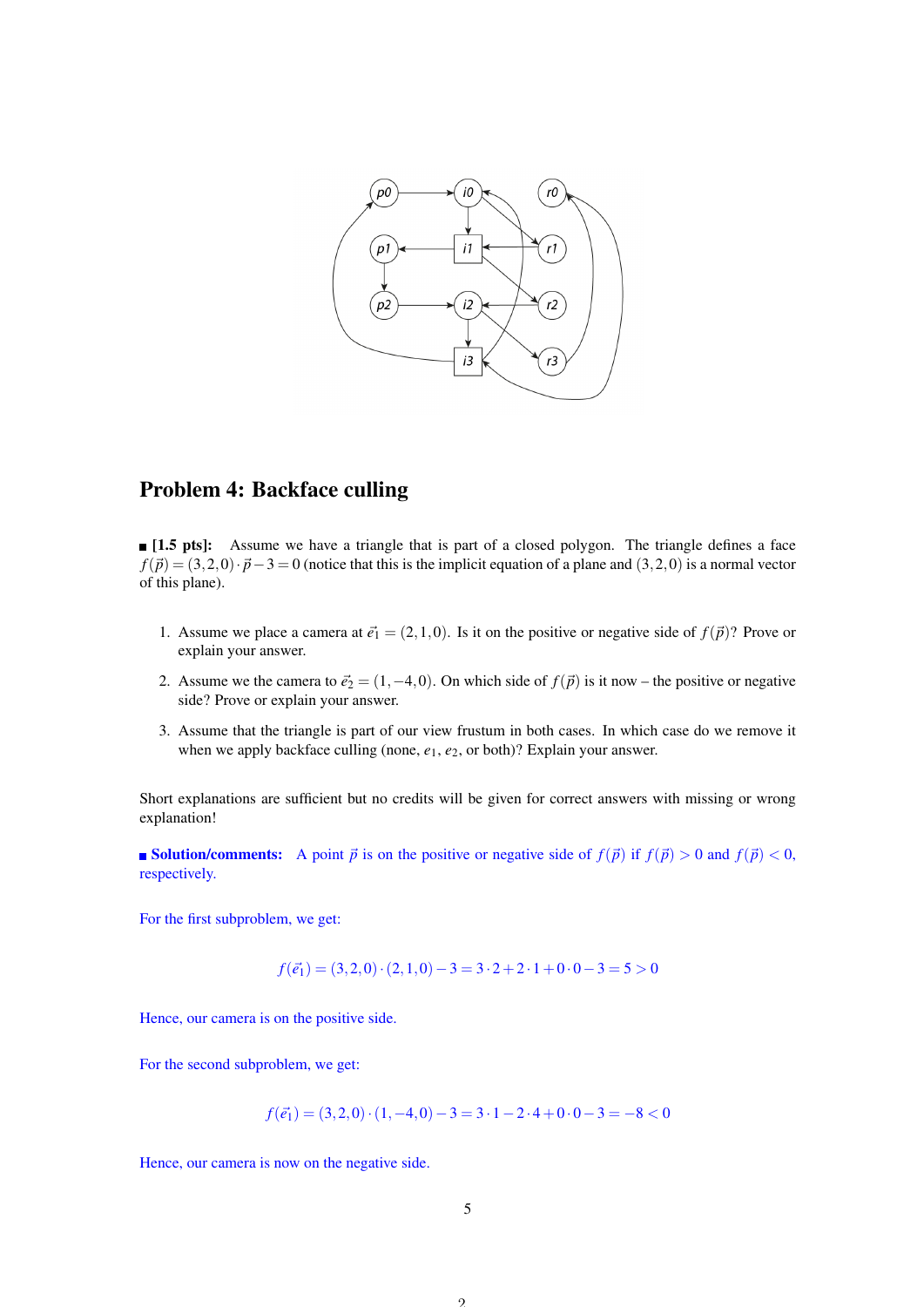## Problem 4: Backface culling

■ **[1.5 pts]:** Assume we have a triangle that is part of a closed polygon. The triangle defines a face $f(\vec{p}) = (3,2,0) \cdot \vec{p} - 3 = 0$ (notice that this is the implicit equation of a plane and $(3,2,0)$ is a normal vector of this plane).

1. Assume we place a camera at $\vec{e}_1 = (2,1,0)$. Is it on the positive or negative side of $f(\vec{p})$? Prove or explain your answer.
2. Assume we the camera to $\vec{e}_2 = (1,-4,0)$. On which side of $f(\vec{p})$ is it now – the positive or negative side? Prove or explain your answer.
3. Assume that the triangle is part of our view frustum in both cases. In which case do we remove it when we apply backface culling (none, $e_1$, $e_2$, or both)? Explain your answer.

Short explanations are sufficient but no credits will be given for correct answers with missing or wrong explanation!

■ **Solution/comments:** A point $\vec{p}$ is on the positive or negative side of $f(\vec{p})$ if $f(\vec{p}) > 0$ and $f(\vec{p}) < 0$, respectively.

For the first subproblem, we get:

$$f(\vec{e}_1) = (3,2,0) \cdot (2,1,0) - 3 = 3 \cdot 2 + 2 \cdot 1 + 0 \cdot 0 - 3 = 5 > 0$$

Hence, our camera is on the positive side.

For the second subproblem, we get:

$$f(\vec{e}_1) = (3,2,0) \cdot (1,-4,0) - 3 = 3 \cdot 1 - 2 \cdot 4 + 0 \cdot 0 - 3 = -8 < 0$$

Hence, our camera is now on the negative side.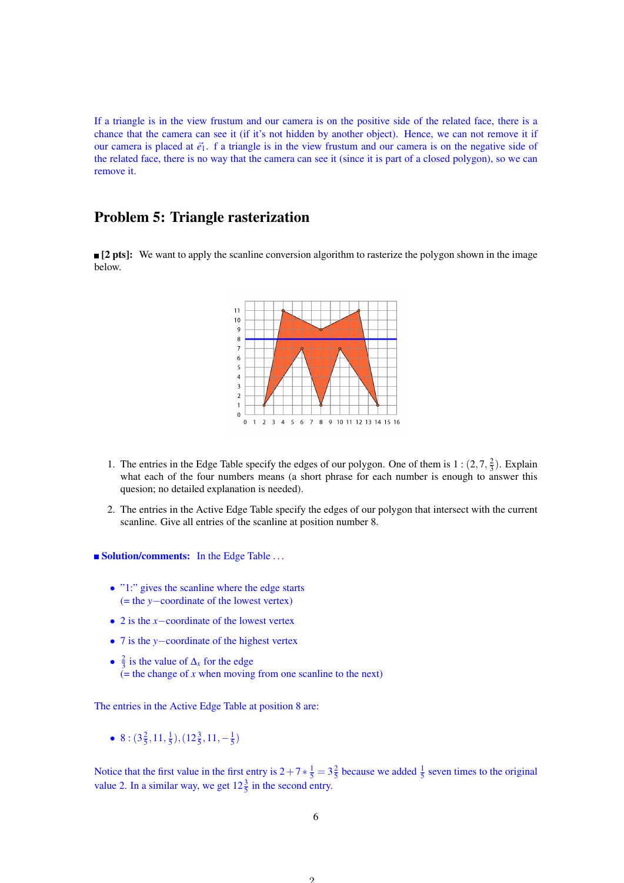If a triangle is in the view frustum and our camera is on the positive side of the related face, there is a chance that the camera can see it (if it's not hidden by another object). Hence, we can not remove it if our camera is placed at $\vec{e}_1$. f a triangle is in the view frustum and our camera is on the negative side of the related face, there is no way that the camera can see it (since it is part of a closed polygon), so we can remove it.

## Problem 5: Triangle rasterization

■ **[2 pts]:** We want to apply the scanline conversion algorithm to rasterize the polygon shown in the image below.

1. The entries in the Edge Table specify the edges of our polygon. One of them is $1 : (2, 7, \frac{2}{3})$. Explain what each of the four numbers means (a short phrase for each number is enough to answer this quesion; no detailed explanation is needed).

2. The entries in the Active Edge Table specify the edges of our polygon that intersect with the current scanline. Give all entries of the scanline at position number 8.

■ **Solution/comments:** In the Edge Table ...

- "1:" gives the scanline where the edge starts
  (= the $y-$coordinate of the lowest vertex)
- 2 is the $x-$coordinate of the lowest vertex
- 7 is the $y-$coordinate of the highest vertex
- $\frac{2}{3}$ is the value of $\Delta_x$ for the edge
  (= the change of $x$ when moving from one scanline to the next)

The entries in the Active Edge Table at position 8 are:

- $8 : (3\frac{2}{5}, 11, \frac{1}{5}), (12\frac{3}{5}, 11, -\frac{1}{5})$

Notice that the first value in the first entry is $2 + 7 * \frac{1}{5} = 3\frac{2}{5}$ because we added $\frac{1}{5}$ seven times to the original value 2. In a similar way, we get $12\frac{3}{5}$ in the second entry.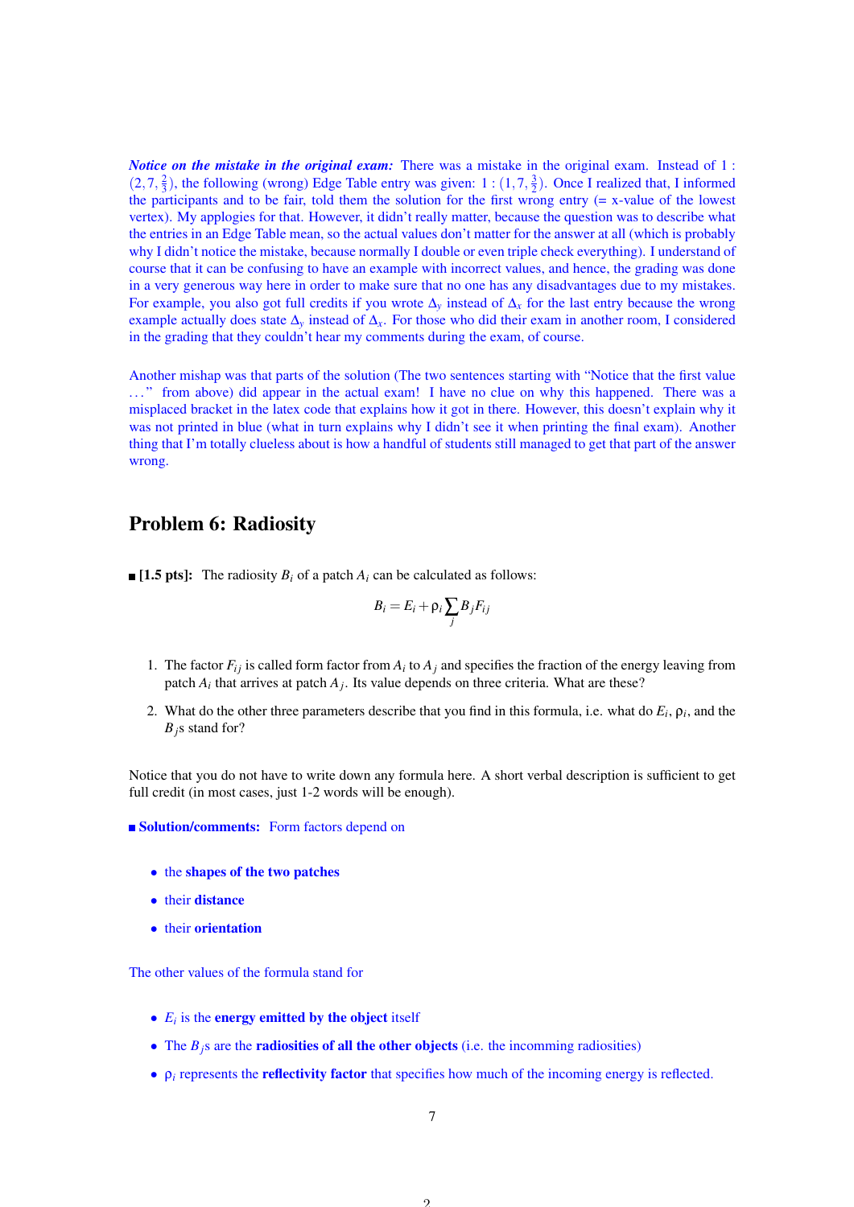***Notice on the mistake in the original exam:*** There was a mistake in the original exam. Instead of $1 : (2, 7, \frac{2}{3})$, the following (wrong) Edge Table entry was given: $1 : (1, 7, \frac{3}{2})$. Once I realized that, I informed the participants and to be fair, told them the solution for the first wrong entry (= x-value of the lowest vertex). My applogies for that. However, it didn't really matter, because the question was to describe what the entries in an Edge Table mean, so the actual values don't matter for the answer at all (which is probably why I didn't notice the mistake, because normally I double or even triple check everything). I understand of course that it can be confusing to have an example with incorrect values, and hence, the grading was done in a very generous way here in order to make sure that no one has any disadvantages due to my mistakes. For example, you also got full credits if you wrote $\Delta_y$ instead of $\Delta_x$ for the last entry because the wrong example actually does state $\Delta_y$ instead of $\Delta_x$. For those who did their exam in another room, I considered in the grading that they couldn't hear my comments during the exam, of course.

Another mishap was that parts of the solution (The two sentences starting with "Notice that the first value ..." from above) did appear in the actual exam! I have no clue on why this happened. There was a misplaced bracket in the latex code that explains how it got in there. However, this doesn't explain why it was not printed in blue (what in turn explains why I didn't see it when printing the final exam). Another thing that I'm totally clueless about is how a handful of students still managed to get that part of the answer wrong.

## Problem 6: Radiosity

■ **[1.5 pts]:** The radiosity $B_i$ of a patch $A_i$ can be calculated as follows:

$$B_i = E_i + \rho_i \sum_j B_j F_{ij}$$

1. The factor $F_{ij}$ is called form factor from $A_i$ to $A_j$ and specifies the fraction of the energy leaving from patch $A_i$ that arrives at patch $A_j$. Its value depends on three criteria. What are these?
2. What do the other three parameters describe that you find in this formula, i.e. what do $E_i$, $\rho_i$, and the $B_j$s stand for?

Notice that you do not have to write down any formula here. A short verbal description is sufficient to get full credit (in most cases, just 1-2 words will be enough).

■ **Solution/comments:** Form factors depend on

- the **shapes of the two patches**
- their **distance**
- their **orientation**

The other values of the formula stand for

- $E_i$ is the **energy emitted by the object** itself
- The $B_j$s are the **radiosities of all the other objects** (i.e. the incomming radiosities)
- $\rho_i$ represents the **reflectivity factor** that specifies how much of the incoming energy is reflected.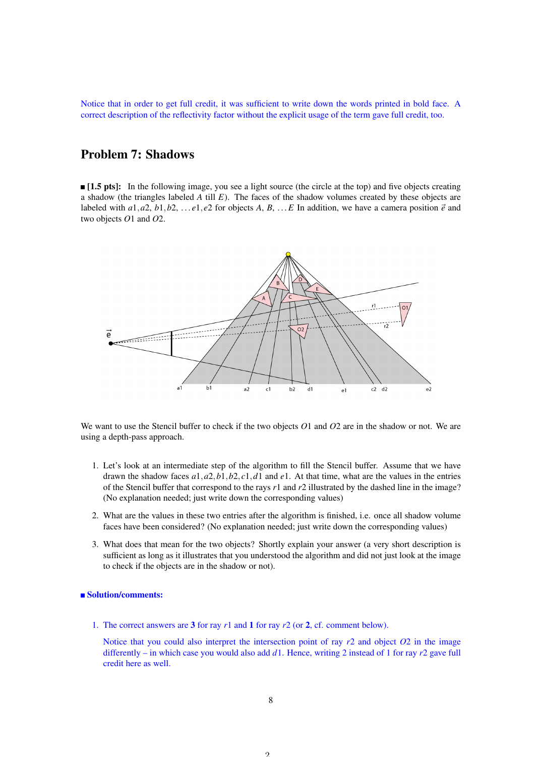Notice that in order to get full credit, it was sufficient to write down the words printed in bold face. A correct description of the reflectivity factor without the explicit usage of the term gave full credit, too.

## Problem 7: Shadows

■ **[1.5 pts]:** In the following image, you see a light source (the circle at the top) and five objects creating a shadow (the triangles labeled $A$ till $E$). The faces of the shadow volumes created by these objects are labeled with $a1, a2, b1, b2, \ldots e1, e2$ for objects $A$, $B$, $\ldots E$ In addition, we have a camera position $\vec{e}$ and two objects $O1$ and $O2$.

We want to use the Stencil buffer to check if the two objects $O1$ and $O2$ are in the shadow or not. We are using a depth-pass approach.

1. Let's look at an intermediate step of the algorithm to fill the Stencil buffer. Assume that we have drawn the shadow faces $a1, a2, b1, b2, c1, d1$ and $e1$. At that time, what are the values in the entries of the Stencil buffer that correspond to the rays $r1$ and $r2$ illustrated by the dashed line in the image? (No explanation needed; just write down the corresponding values)

2. What are the values in these two entries after the algorithm is finished, i.e. once all shadow volume faces have been considered? (No explanation needed; just write down the corresponding values)

3. What does that mean for the two objects? Shortly explain your answer (a very short description is sufficient as long as it illustrates that you understood the algorithm and did not just look at the image to check if the objects are in the shadow or not).

■ **Solution/comments:**

1. The correct answers are **3** for ray $r1$ and **1** for ray $r2$ (or **2**, cf. comment below).

   Notice that you could also interpret the intersection point of ray $r2$ and object $O2$ in the image differently – in which case you would also add $d1$. Hence, writing 2 instead of 1 for ray $r2$ gave full credit here as well.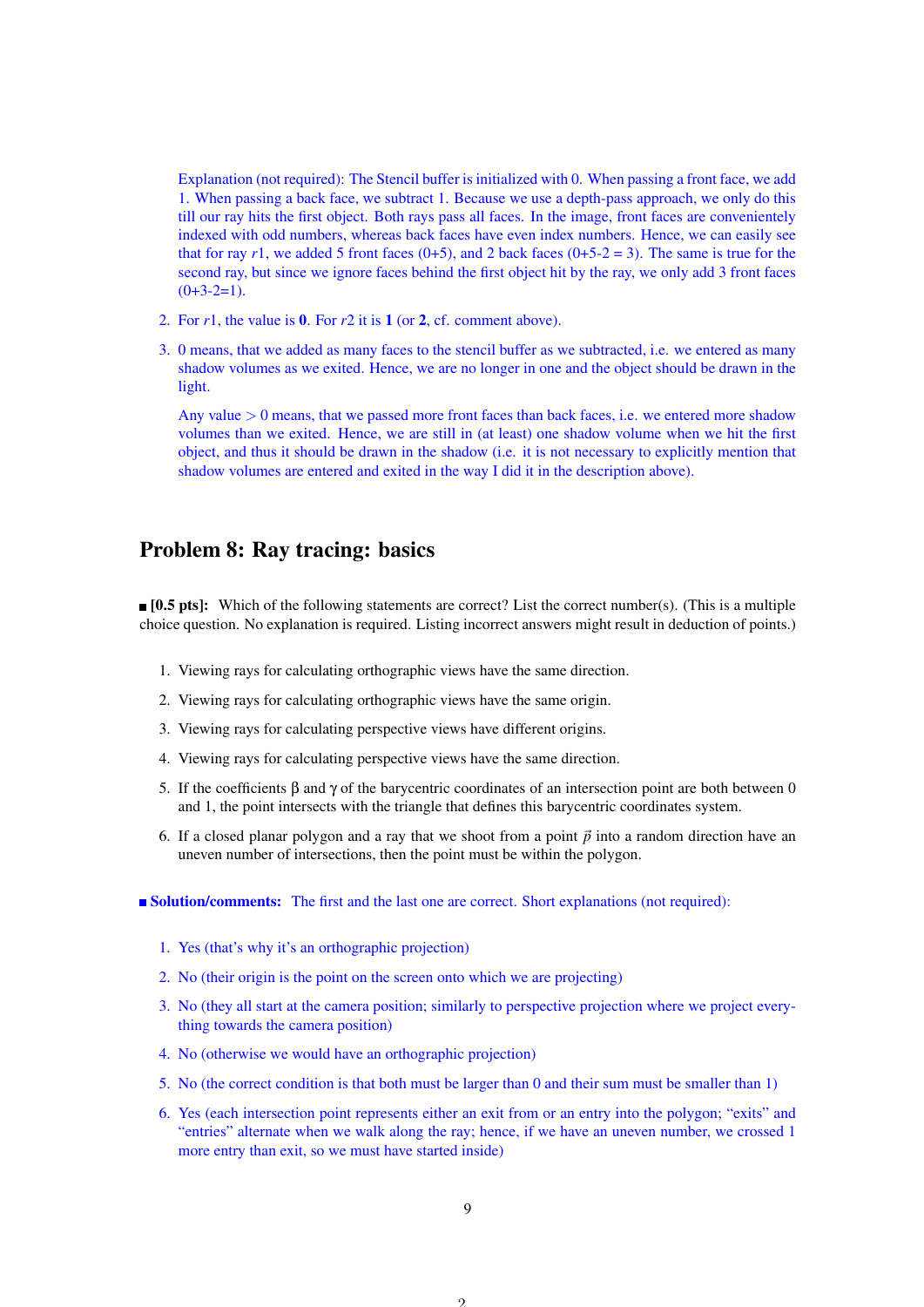Explanation (not required): The Stencil buffer is initialized with 0. When passing a front face, we add 1. When passing a back face, we subtract 1. Because we use a depth-pass approach, we only do this till our ray hits the first object. Both rays pass all faces. In the image, front faces are conveniently indexed with odd numbers, whereas back faces have even index numbers. Hence, we can easily see that for ray $r1$, we added 5 front faces (0+5), and 2 back faces (0+5-2 = 3). The same is true for the second ray, but since we ignore faces behind the first object hit by the ray, we only add 3 front faces (0+3-2=1).

2. For $r1$, the value is **0**. For $r2$ it is **1** (or **2**, cf. comment above).

3. 0 means, that we added as many faces to the stencil buffer as we subtracted, i.e. we entered as many shadow volumes as we exited. Hence, we are no longer in one and the object should be drawn in the light.

   Any value $> 0$ means, that we passed more front faces than back faces, i.e. we entered more shadow volumes than we exited. Hence, we are still in (at least) one shadow volume when we hit the first object, and thus it should be drawn in the shadow (i.e. it is not necessary to explicitly mention that shadow volumes are entered and exited in the way I did it in the description above).

## Problem 8: Ray tracing: basics

■ **[0.5 pts]:** Which of the following statements are correct? List the correct number(s). (This is a multiple choice question. No explanation is required. Listing incorrect answers might result in deduction of points.)

1. Viewing rays for calculating orthographic views have the same direction.
2. Viewing rays for calculating orthographic views have the same origin.
3. Viewing rays for calculating perspective views have different origins.
4. Viewing rays for calculating perspective views have the same direction.
5. If the coefficients $\beta$ and $\gamma$ of the barycentric coordinates of an intersection point are both between 0 and 1, the point intersects with the triangle that defines this barycentric coordinates system.
6. If a closed planar polygon and a ray that we shoot from a point $\vec{p}$ into a random direction have an uneven number of intersections, then the point must be within the polygon.

■ **Solution/comments:** The first and the last one are correct. Short explanations (not required):

1. Yes (that's why it's an orthographic projection)
2. No (their origin is the point on the screen onto which we are projecting)
3. No (they all start at the camera position; similarly to perspective projection where we project everything towards the camera position)
4. No (otherwise we would have an orthographic projection)
5. No (the correct condition is that both must be larger than 0 and their sum must be smaller than 1)
6. Yes (each intersection point represents either an exit from or an entry into the polygon; "exits" and "entries" alternate when we walk along the ray; hence, if we have an uneven number, we crossed 1 more entry than exit, so we must have started inside)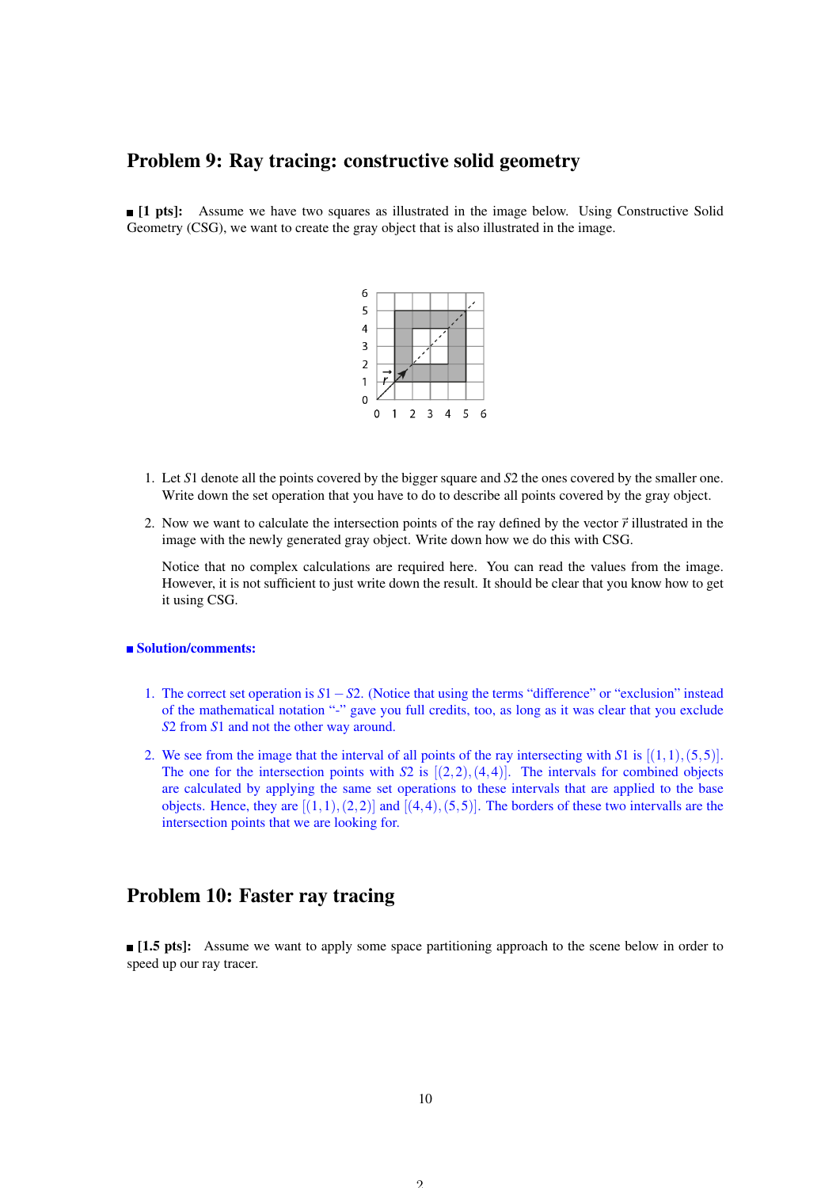## Problem 9: Ray tracing: constructive solid geometry

■ **[1 pts]:** Assume we have two squares as illustrated in the image below. Using Constructive Solid Geometry (CSG), we want to create the gray object that is also illustrated in the image.

1. Let $S1$ denote all the points covered by the bigger square and $S2$ the ones covered by the smaller one. Write down the set operation that you have to do to describe all points covered by the gray object.

2. Now we want to calculate the intersection points of the ray defined by the vector $\vec{r}$ illustrated in the image with the newly generated gray object. Write down how we do this with CSG.

   Notice that no complex calculations are required here. You can read the values from the image. However, it is not sufficient to just write down the result. It should be clear that you know how to get it using CSG.

■ **Solution/comments:**

1. The correct set operation is $S1 - S2$. (Notice that using the terms "difference" or "exclusion" instead of the mathematical notation "-" gave you full credits, too, as long as it was clear that you exclude $S2$ from $S1$ and not the other way around.

2. We see from the image that the interval of all points of the ray intersecting with $S1$ is $[(1,1),(5,5)]$. The one for the intersection points with $S2$ is $[(2,2),(4,4)]$. The intervals for combined objects are calculated by applying the same set operations to these intervals that are applied to the base objects. Hence, they are $[(1,1),(2,2)]$ and $[(4,4),(5,5)]$. The borders of these two intervalls are the intersection points that we are looking for.

## Problem 10: Faster ray tracing

■ **[1.5 pts]:** Assume we want to apply some space partitioning approach to the scene below in order to speed up our ray tracer.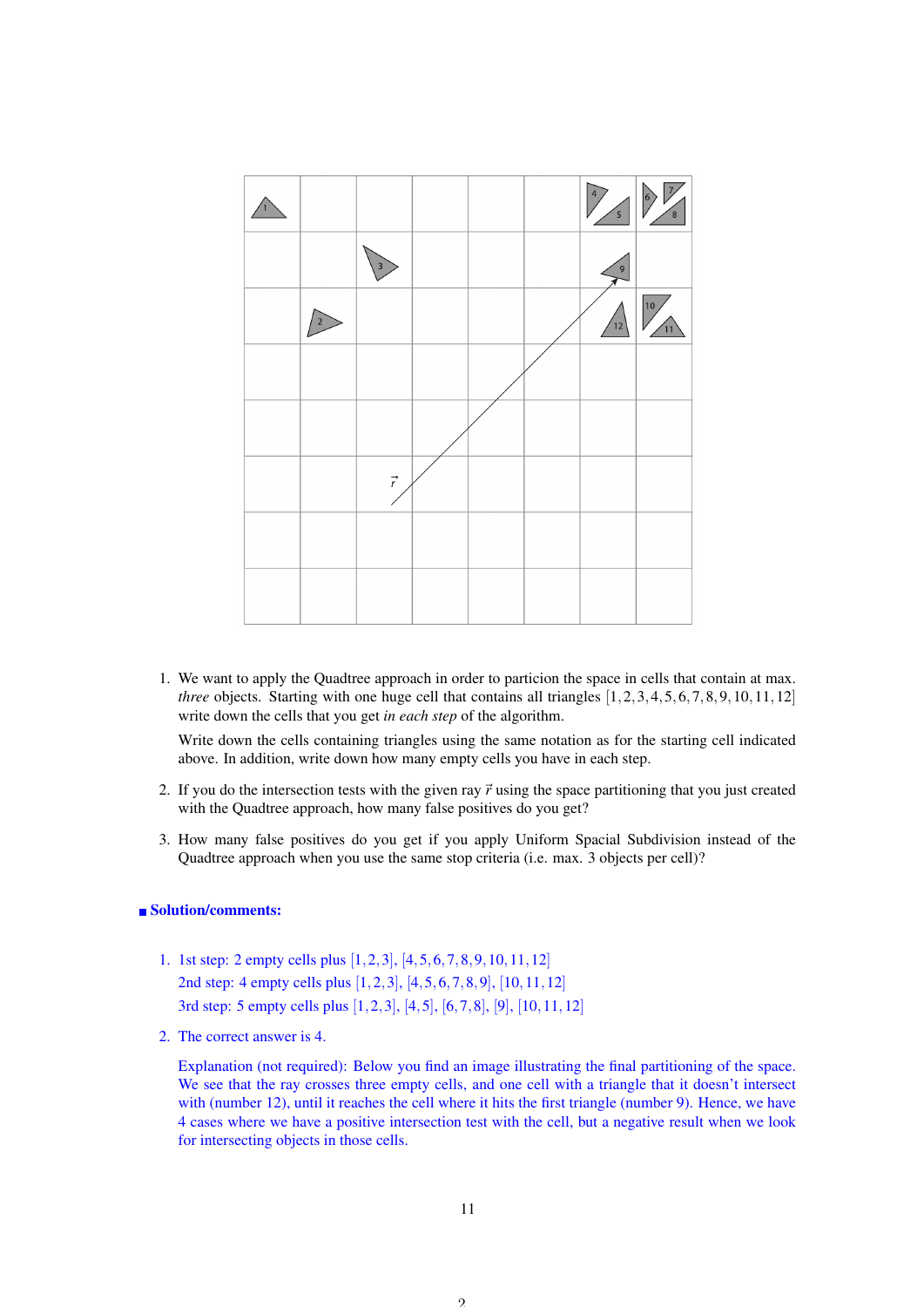1. We want to apply the Quadtree approach in order to particion the space in cells that contain at max. *three* objects. Starting with one huge cell that contains all triangles $[1, 2, 3, 4, 5, 6, 7, 8, 9, 10, 11, 12]$ write down the cells that you get *in each step* of the algorithm.

   Write down the cells containing triangles using the same notation as for the starting cell indicated above. In addition, write down how many empty cells you have in each step.

2. If you do the intersection tests with the given ray $\vec{r}$ using the space partitioning that you just created with the Quadtree approach, how many false positives do you get?

3. How many false positives do you get if you apply Uniform Spacial Subdivision instead of the Quadtree approach when you use the same stop criteria (i.e. max. 3 objects per cell)?

### Solution/comments:

1. 1st step: 2 empty cells plus $[1, 2, 3]$, $[4, 5, 6, 7, 8, 9, 10, 11, 12]$
   2nd step: 4 empty cells plus $[1, 2, 3]$, $[4, 5, 6, 7, 8, 9]$, $[10, 11, 12]$
   3rd step: 5 empty cells plus $[1, 2, 3]$, $[4, 5]$, $[6, 7, 8]$, $[9]$, $[10, 11, 12]$

2. The correct answer is 4.

   Explanation (not required): Below you find an image illustrating the final partitioning of the space. We see that the ray crosses three empty cells, and one cell with a triangle that it doesn't intersect with (number 12), until it reaches the cell where it hits the first triangle (number 9). Hence, we have 4 cases where we have a positive intersection test with the cell, but a negative result when we look for intersecting objects in those cells.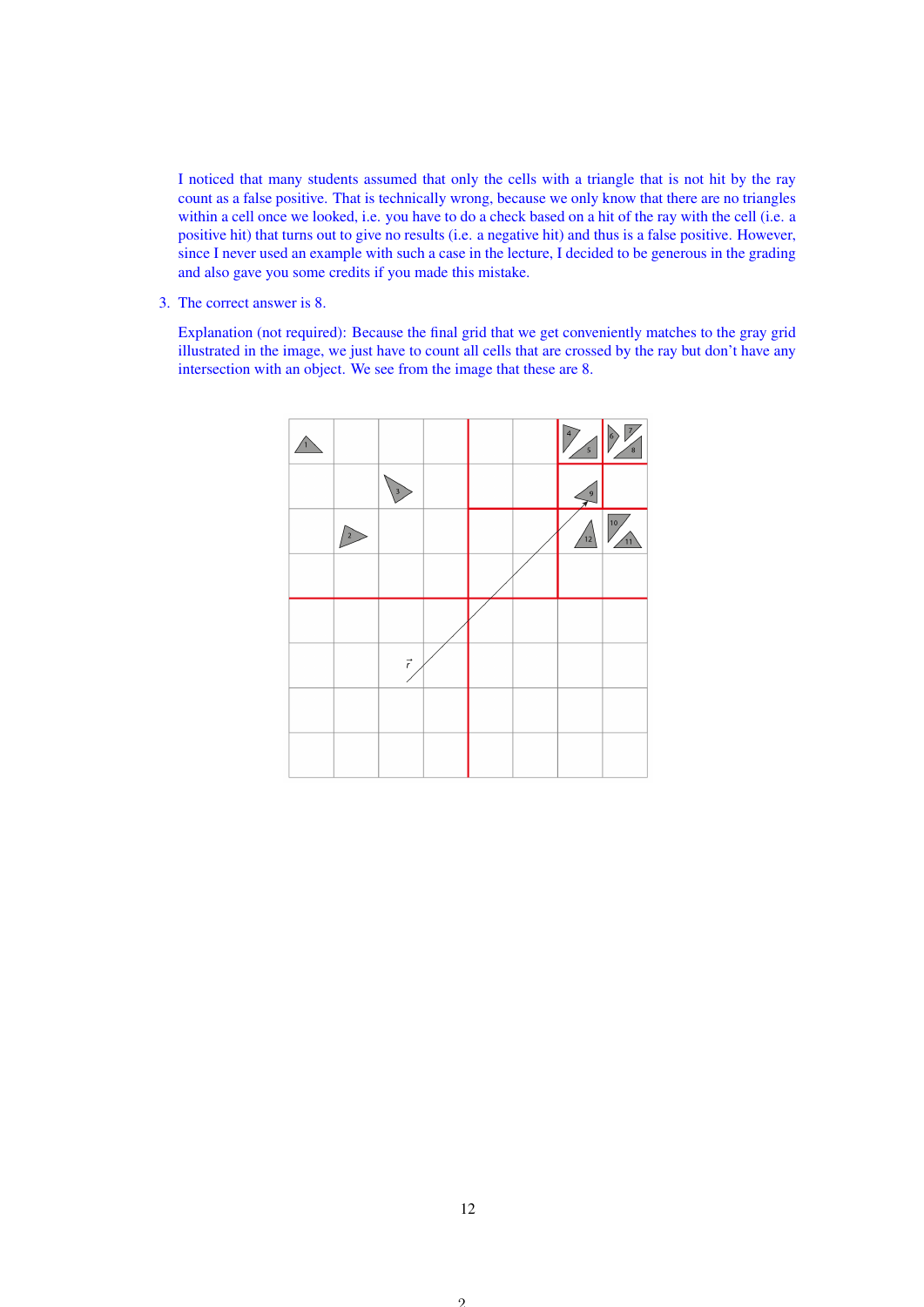I noticed that many students assumed that only the cells with a triangle that is not hit by the ray count as a false positive. That is technically wrong, because we only know that there are no triangles within a cell once we looked, i.e. you have to do a check based on a hit of the ray with the cell (i.e. a positive hit) that turns out to give no results (i.e. a negative hit) and thus is a false positive. However, since I never used an example with such a case in the lecture, I decided to be generous in the grading and also gave you some credits if you made this mistake.

3. The correct answer is 8.

   Explanation (not required): Because the final grid that we get conveniently matches to the gray grid illustrated in the image, we just have to count all cells that are crossed by the ray but don't have any intersection with an object. We see from the image that these are 8.

1
2
3
4
5
6
7
8
9
10
11
12
$\vec{r}$